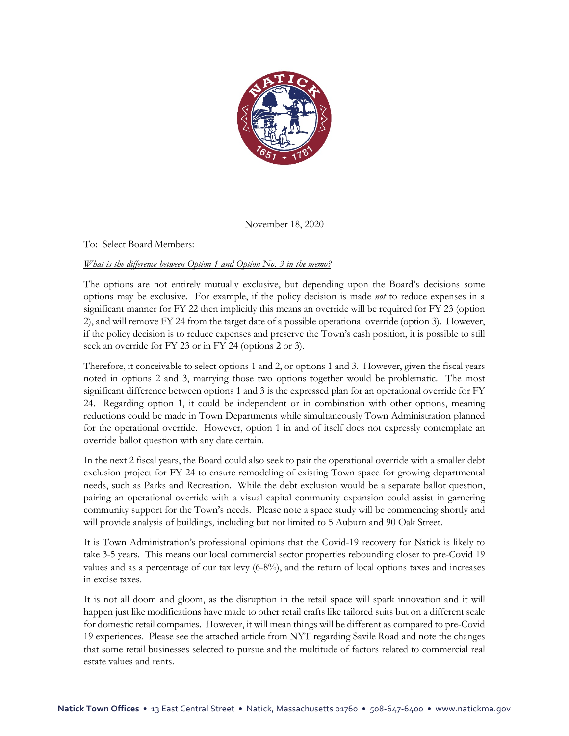November 18, 2020

To: Select Board Members:

*What is the difference between Option 1 and Option No. 3 in the memo?*

The options are not entirely mutually exclusive, but depending upon the Board's decisions some options may be exclusive. For example, if the policy decision is made *not* to reduce expenses in a significant manner for FY 22 then implicitly this means an override will be required for FY 23 (option 2), and will remove FY 24 from the target date of a possible operational override (option 3). However, if the policy decision is to reduce expenses and preserve the Town's cash position, it is possible to still seek an override for FY 23 or in FY 24 (options 2 or 3).

Therefore, it conceivable to select options 1 and 2, or options 1 and 3. However, given the fiscal years noted in options 2 and 3, marrying those two options together would be problematic. The most significant difference between options 1 and 3 is the expressed plan for an operational override for FY 24. Regarding option 1, it could be independent or in combination with other options, meaning reductions could be made in Town Departments while simultaneously Town Administration planned for the operational override. However, option 1 in and of itself does not expressly contemplate an override ballot question with any date certain.

In the next 2 fiscal years, the Board could also seek to pair the operational override with a smaller debt exclusion project for FY 24 to ensure remodeling of existing Town space for growing departmental needs, such as Parks and Recreation. While the debt exclusion would be a separate ballot question, pairing an operational override with a visual capital community expansion could assist in garnering community support for the Town's needs. Please note a space study will be commencing shortly and will provide analysis of buildings, including but not limited to 5 Auburn and 90 Oak Street.

It is Town Administration's professional opinions that the Covid-19 recovery for Natick is likely to take 3-5 years. This means our local commercial sector properties rebounding closer to pre-Covid 19 values and as a percentage of our tax levy (6-8%), and the return of local options taxes and increases in excise taxes.

It is not all doom and gloom, as the disruption in the retail space will spark innovation and it will happen just like modifications have made to other retail crafts like tailored suits but on a different scale for domestic retail companies. However, it will mean things will be different as compared to pre-Covid 19 experiences. Please see the attached article from NYT regarding Savile Road and note the changes that some retail businesses selected to pursue and the multitude of factors related to commercial real estate values and rents.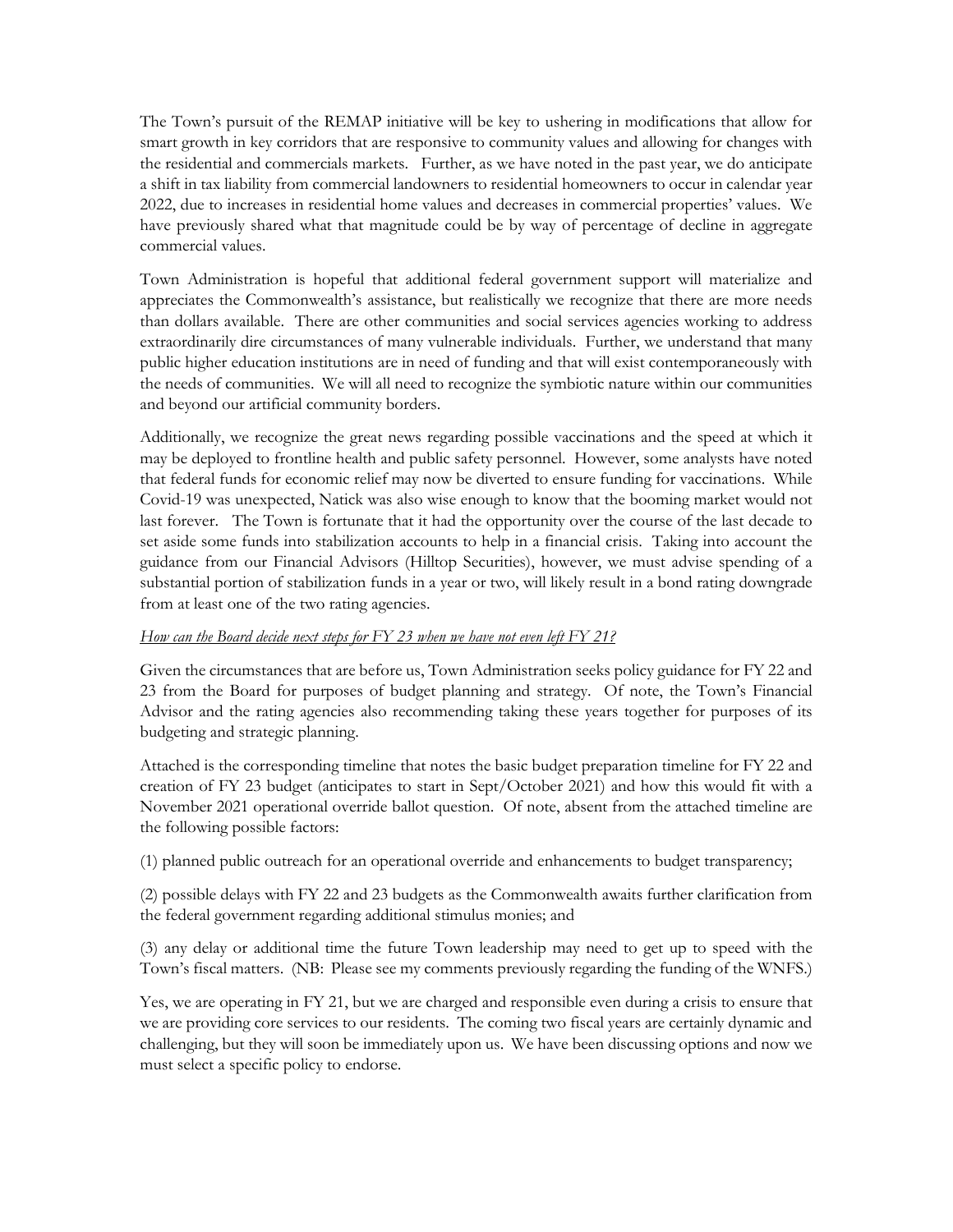The Town's pursuit of the REMAP initiative will be key to ushering in modifications that allow for smart growth in key corridors that are responsive to community values and allowing for changes with the residential and commercials markets. Further, as we have noted in the past year, we do anticipate a shift in tax liability from commercial landowners to residential homeowners to occur in calendar year 2022, due to increases in residential home values and decreases in commercial properties' values. We have previously shared what that magnitude could be by way of percentage of decline in aggregate commercial values.

Town Administration is hopeful that additional federal government support will materialize and appreciates the Commonwealth's assistance, but realistically we recognize that there are more needs than dollars available. There are other communities and social services agencies working to address extraordinarily dire circumstances of many vulnerable individuals. Further, we understand that many public higher education institutions are in need of funding and that will exist contemporaneously with the needs of communities. We will all need to recognize the symbiotic nature within our communities and beyond our artificial community borders.

Additionally, we recognize the great news regarding possible vaccinations and the speed at which it may be deployed to frontline health and public safety personnel. However, some analysts have noted that federal funds for economic relief may now be diverted to ensure funding for vaccinations. While Covid-19 was unexpected, Natick was also wise enough to know that the booming market would not last forever. The Town is fortunate that it had the opportunity over the course of the last decade to set aside some funds into stabilization accounts to help in a financial crisis. Taking into account the guidance from our Financial Advisors (Hilltop Securities), however, we must advise spending of a substantial portion of stabilization funds in a year or two, will likely result in a bond rating downgrade from at least one of the two rating agencies.

*How can the Board decide next steps for FY 23 when we have not even left FY 21?*

Given the circumstances that are before us, Town Administration seeks policy guidance for FY 22 and 23 from the Board for purposes of budget planning and strategy. Of note, the Town's Financial Advisor and the rating agencies also recommending taking these years together for purposes of its budgeting and strategic planning.

Attached is the corresponding timeline that notes the basic budget preparation timeline for FY 22 and creation of FY 23 budget (anticipates to start in Sept/October 2021) and how this would fit with a November 2021 operational override ballot question. Of note, absent from the attached timeline are the following possible factors:

(1) planned public outreach for an operational override and enhancements to budget transparency;

(2) possible delays with FY 22 and 23 budgets as the Commonwealth awaits further clarification from the federal government regarding additional stimulus monies; and

(3) any delay or additional time the future Town leadership may need to get up to speed with the Town's fiscal matters. (NB: Please see my comments previously regarding the funding of the WNFS.)

Yes, we are operating in FY 21, but we are charged and responsible even during a crisis to ensure that we are providing core services to our residents. The coming two fiscal years are certainly dynamic and challenging, but they will soon be immediately upon us. We have been discussing options and now we must select a specific policy to endorse.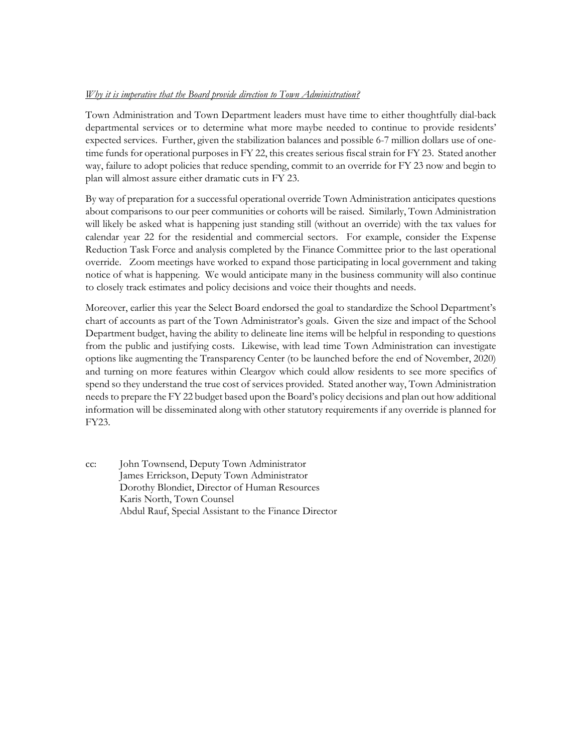*Why it is imperative that the Board provide direction to Town Administration?*

Town Administration and Town Department leaders must have time to either thoughtfully dial-back departmental services or to determine what more maybe needed to continue to provide residents' expected services. Further, given the stabilization balances and possible 6-7 million dollars use of one-time funds for operational purposes in FY 22, this creates serious fiscal strain for FY 23. Stated another way, failure to adopt policies that reduce spending, commit to an override for FY 23 now and begin to plan will almost assure either dramatic cuts in FY 23.

By way of preparation for a successful operational override Town Administration anticipates questions about comparisons to our peer communities or cohorts will be raised. Similarly, Town Administration will likely be asked what is happening just standing still (without an override) with the tax values for calendar year 22 for the residential and commercial sectors. For example, consider the Expense Reduction Task Force and analysis completed by the Finance Committee prior to the last operational override. Zoom meetings have worked to expand those participating in local government and taking notice of what is happening. We would anticipate many in the business community will also continue to closely track estimates and policy decisions and voice their thoughts and needs.

Moreover, earlier this year the Select Board endorsed the goal to standardize the School Department's chart of accounts as part of the Town Administrator's goals. Given the size and impact of the School Department budget, having the ability to delineate line items will be helpful in responding to questions from the public and justifying costs. Likewise, with lead time Town Administration can investigate options like augmenting the Transparency Center (to be launched before the end of November, 2020) and turning on more features within Cleargov which could allow residents to see more specifics of spend so they understand the true cost of services provided. Stated another way, Town Administration needs to prepare the FY 22 budget based upon the Board's policy decisions and plan out how additional information will be disseminated along with other statutory requirements if any override is planned for FY23.

cc: John Townsend, Deputy Town Administrator
James Errickson, Deputy Town Administrator
Dorothy Blondiet, Director of Human Resources
Karis North, Town Counsel
Abdul Rauf, Special Assistant to the Finance Director